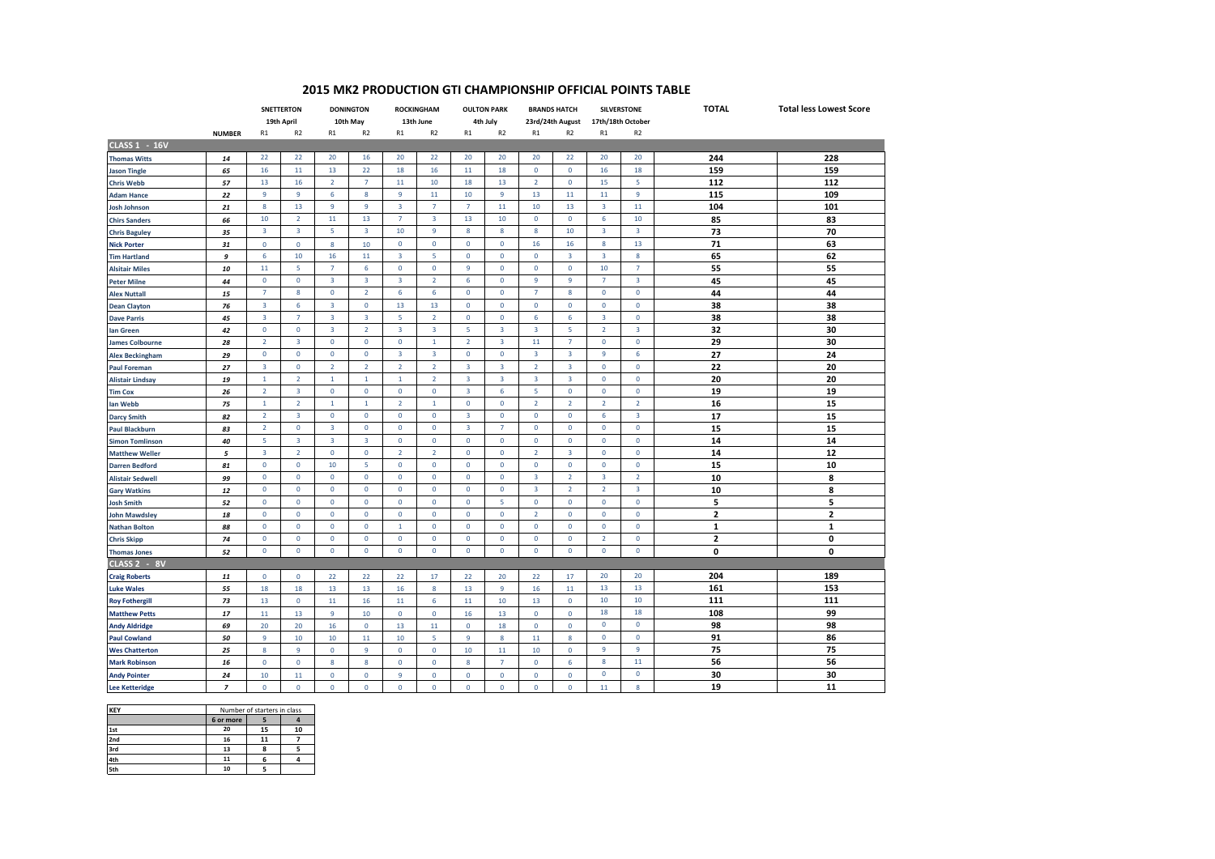# 2015 MK2 PRODUCTION GTI CHAMPIONSHIP OFFICIAL POINTS TABLE

| | | SNETTERTON | | DONINGTON | | ROCKINGHAM | | OULTON PARK | | BRANDS HATCH | | SILVERSTONE | | TOTAL | Total less Lowest Score |
|---|---|---|---|---|---|---|---|---|---|---|---|---|---|---|---|
| | | 19th April | | 10th May | | 13th June | | 4th July | | 23rd/24th August | | 17th/18th October | | | |
| | NUMBER | R1 | R2 | R1 | R2 | R1 | R2 | R1 | R2 | R1 | R2 | R1 | R2 | | |
| **CLASS 1 - 16V** | | | | | | | | | | | | | | | |
| Thomas Witts | 14 | 22 | 22 | 20 | 16 | 20 | 22 | 20 | 20 | 20 | 22 | 20 | 20 | 244 | 228 |
| Jason Tingle | 65 | 16 | 11 | 13 | 22 | 18 | 16 | 11 | 18 | 0 | 0 | 16 | 18 | 159 | 159 |
| Chris Webb | 57 | 13 | 16 | 2 | 7 | 11 | 10 | 18 | 13 | 2 | 0 | 15 | 5 | 112 | 112 |
| Adam Hance | 22 | 9 | 9 | 6 | 8 | 9 | 11 | 10 | 9 | 13 | 11 | 11 | 9 | 115 | 109 |
| Josh Johnson | 21 | 8 | 13 | 9 | 9 | 3 | 7 | 7 | 11 | 10 | 13 | 3 | 11 | 104 | 101 |
| Chirs Sanders | 66 | 10 | 2 | 11 | 13 | 7 | 3 | 13 | 10 | 0 | 0 | 6 | 10 | 85 | 83 |
| Chris Baguley | 35 | 3 | 3 | 5 | 3 | 10 | 9 | 8 | 8 | 8 | 10 | 3 | 3 | 73 | 70 |
| Nick Porter | 31 | 0 | 0 | 8 | 10 | 0 | 0 | 0 | 0 | 16 | 16 | 8 | 13 | 71 | 63 |
| Tim Hartland | 9 | 6 | 10 | 16 | 11 | 3 | 5 | 0 | 0 | 0 | 3 | 3 | 8 | 65 | 62 |
| Alsitair Miles | 10 | 11 | 5 | 7 | 6 | 0 | 0 | 9 | 0 | 0 | 0 | 10 | 7 | 55 | 55 |
| Peter Milne | 44 | 0 | 0 | 3 | 3 | 3 | 2 | 6 | 0 | 9 | 9 | 7 | 3 | 45 | 45 |
| Alex Nuttall | 15 | 7 | 8 | 0 | 2 | 6 | 6 | 0 | 0 | 7 | 8 | 0 | 0 | 44 | 44 |
| Dean Clayton | 76 | 3 | 6 | 3 | 0 | 13 | 13 | 0 | 0 | 0 | 0 | 0 | 0 | 38 | 38 |
| Dave Parris | 45 | 3 | 7 | 3 | 3 | 5 | 2 | 0 | 0 | 6 | 6 | 3 | 0 | 38 | 38 |
| Ian Green | 42 | 0 | 0 | 3 | 2 | 3 | 3 | 5 | 3 | 3 | 5 | 2 | 3 | 32 | 30 |
| James Colbourne | 28 | 2 | 3 | 0 | 0 | 0 | 1 | 2 | 3 | 11 | 7 | 0 | 0 | 29 | 30 |
| Alex Beckingham | 29 | 0 | 0 | 0 | 0 | 3 | 3 | 0 | 0 | 3 | 3 | 9 | 6 | 27 | 24 |
| Paul Foreman | 27 | 3 | 0 | 2 | 2 | 2 | 2 | 3 | 3 | 2 | 3 | 0 | 0 | 22 | 20 |
| Alistair Lindsay | 19 | 1 | 2 | 1 | 1 | 1 | 2 | 3 | 3 | 3 | 3 | 0 | 0 | 20 | 20 |
| Tim Cox | 26 | 2 | 3 | 0 | 0 | 0 | 0 | 3 | 6 | 5 | 0 | 0 | 0 | 19 | 19 |
| Ian Webb | 75 | 1 | 2 | 1 | 1 | 2 | 1 | 0 | 0 | 2 | 2 | 2 | 2 | 16 | 15 |
| Darcy Smith | 82 | 2 | 3 | 0 | 0 | 0 | 0 | 3 | 0 | 0 | 0 | 6 | 3 | 17 | 15 |
| Paul Blackburn | 83 | 2 | 0 | 3 | 0 | 0 | 0 | 3 | 7 | 0 | 0 | 0 | 0 | 15 | 15 |
| Simon Tomlinson | 40 | 5 | 3 | 3 | 3 | 0 | 0 | 0 | 0 | 0 | 0 | 0 | 0 | 14 | 14 |
| Matthew Weller | 5 | 3 | 2 | 0 | 0 | 2 | 2 | 0 | 0 | 2 | 3 | 0 | 0 | 14 | 12 |
| Darren Bedford | 81 | 0 | 0 | 10 | 5 | 0 | 0 | 0 | 0 | 0 | 0 | 0 | 0 | 15 | 10 |
| Alistair Sedwell | 99 | 0 | 0 | 0 | 0 | 0 | 0 | 0 | 0 | 3 | 2 | 3 | 2 | 10 | 8 |
| Gary Watkins | 12 | 0 | 0 | 0 | 0 | 0 | 0 | 0 | 0 | 3 | 2 | 2 | 3 | 10 | 8 |
| Josh Smith | 52 | 0 | 0 | 0 | 0 | 0 | 0 | 0 | 5 | 0 | 0 | 0 | 0 | 5 | 5 |
| John Mawdsley | 18 | 0 | 0 | 0 | 0 | 0 | 0 | 0 | 0 | 2 | 0 | 0 | 0 | 2 | 2 |
| Nathan Bolton | 88 | 0 | 0 | 0 | 0 | 1 | 0 | 0 | 0 | 0 | 0 | 0 | 0 | 1 | 1 |
| Chris Skipp | 74 | 0 | 0 | 0 | 0 | 0 | 0 | 0 | 0 | 0 | 0 | 2 | 0 | 2 | 0 |
| Thomas Jones | 52 | 0 | 0 | 0 | 0 | 0 | 0 | 0 | 0 | 0 | 0 | 0 | 0 | 0 | 0 |
| **CLASS 2 - 8V** | | | | | | | | | | | | | | | |
| Craig Roberts | 11 | 0 | 0 | 22 | 22 | 22 | 17 | 22 | 20 | 22 | 17 | 20 | 20 | 204 | 189 |
| Luke Wales | 55 | 18 | 18 | 13 | 13 | 16 | 8 | 13 | 9 | 16 | 11 | 13 | 13 | 161 | 153 |
| Roy Fothergill | 73 | 13 | 0 | 11 | 16 | 11 | 6 | 11 | 10 | 13 | 0 | 10 | 10 | 111 | 111 |
| Matthew Petts | 17 | 11 | 13 | 9 | 10 | 0 | 0 | 16 | 13 | 0 | 0 | 18 | 18 | 108 | 99 |
| Andy Aldridge | 69 | 20 | 20 | 16 | 0 | 13 | 11 | 0 | 18 | 0 | 0 | 0 | 0 | 98 | 98 |
| Paul Cowland | 50 | 9 | 10 | 10 | 11 | 10 | 5 | 9 | 8 | 11 | 8 | 0 | 0 | 91 | 86 |
| Wes Chatterton | 25 | 8 | 9 | 0 | 9 | 0 | 0 | 10 | 11 | 10 | 0 | 9 | 9 | 75 | 75 |
| Mark Robinson | 16 | 0 | 0 | 8 | 8 | 0 | 0 | 8 | 7 | 0 | 6 | 8 | 11 | 56 | 56 |
| Andy Pointer | 24 | 10 | 11 | 0 | 0 | 9 | 0 | 0 | 0 | 0 | 0 | 0 | 0 | 30 | 30 |
| Lee Ketteridge | 7 | 0 | 0 | 0 | 0 | 0 | 0 | 0 | 0 | 0 | 0 | 11 | 8 | 19 | 11 |

| KEY | Number of starters in class | | |
|---|---|---|---|
| | 6 or more | 5 | 4 |
| 1st | 20 | 15 | 10 |
| 2nd | 16 | 11 | 7 |
| 3rd | 13 | 8 | 5 |
| 4th | 11 | 6 | 4 |
| 5th | 10 | 5 | |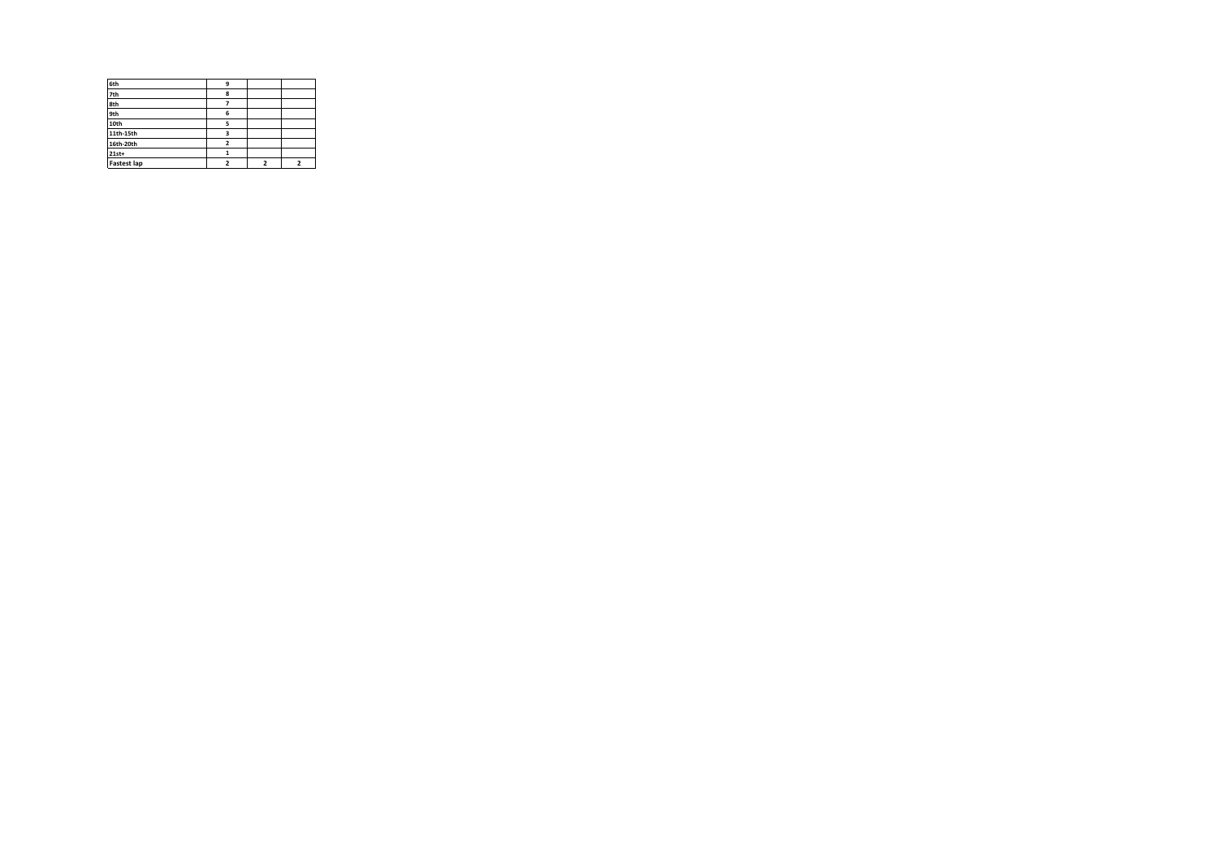| | | | |
|---|---|---|---|
| **6th** | **9** | | |
| **7th** | **8** | | |
| **8th** | **7** | | |
| **9th** | **6** | | |
| **10th** | **5** | | |
| **11th-15th** | **3** | | |
| **16th-20th** | **2** | | |
| **21st+** | **1** | | |
| **Fastest lap** | **2** | **2** | **2** |